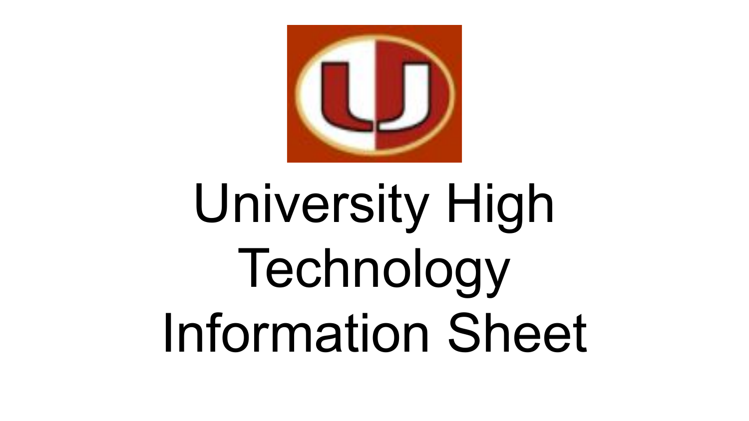# University High Technology Information Sheet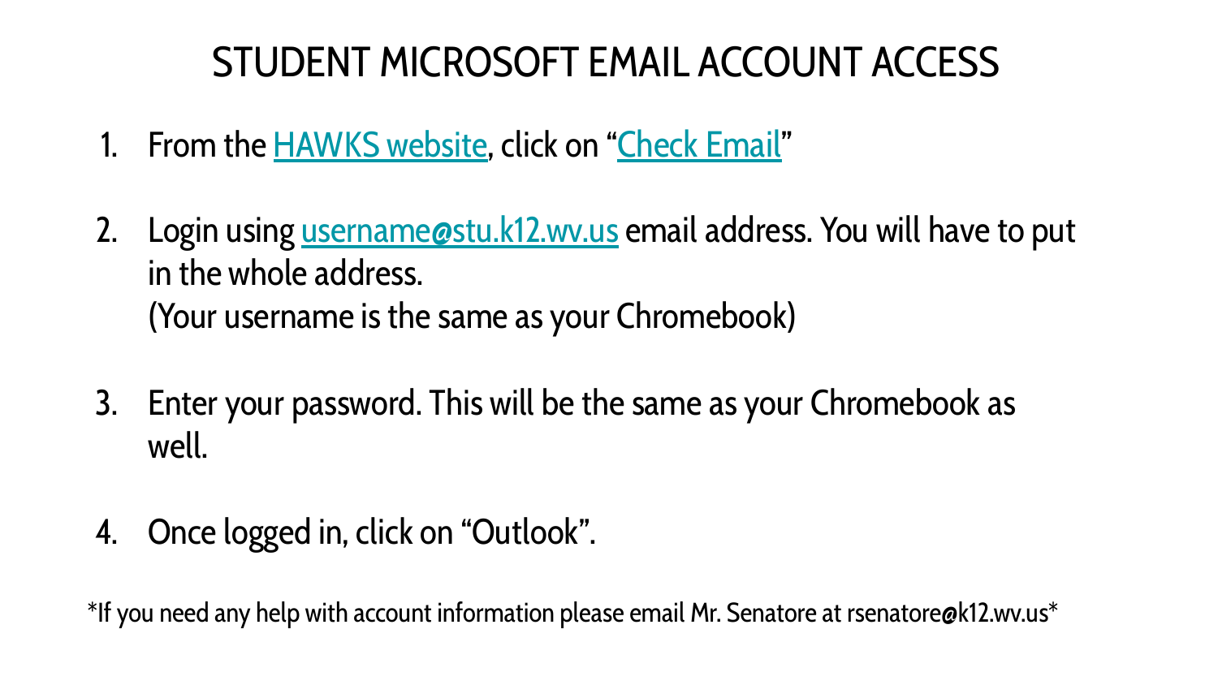# STUDENT MICROSOFT EMAIL ACCOUNT ACCESS

1. From the HAWKS website, click on "Check Email"

2. Login using username@stu.k12.wv.us email address. You will have to put in the whole address.
   (Your username is the same as your Chromebook)

3. Enter your password. This will be the same as your Chromebook as well.

4. Once logged in, click on "Outlook".

*If you need any help with account information please email Mr. Senatore at rsenatore@k12.wv.us*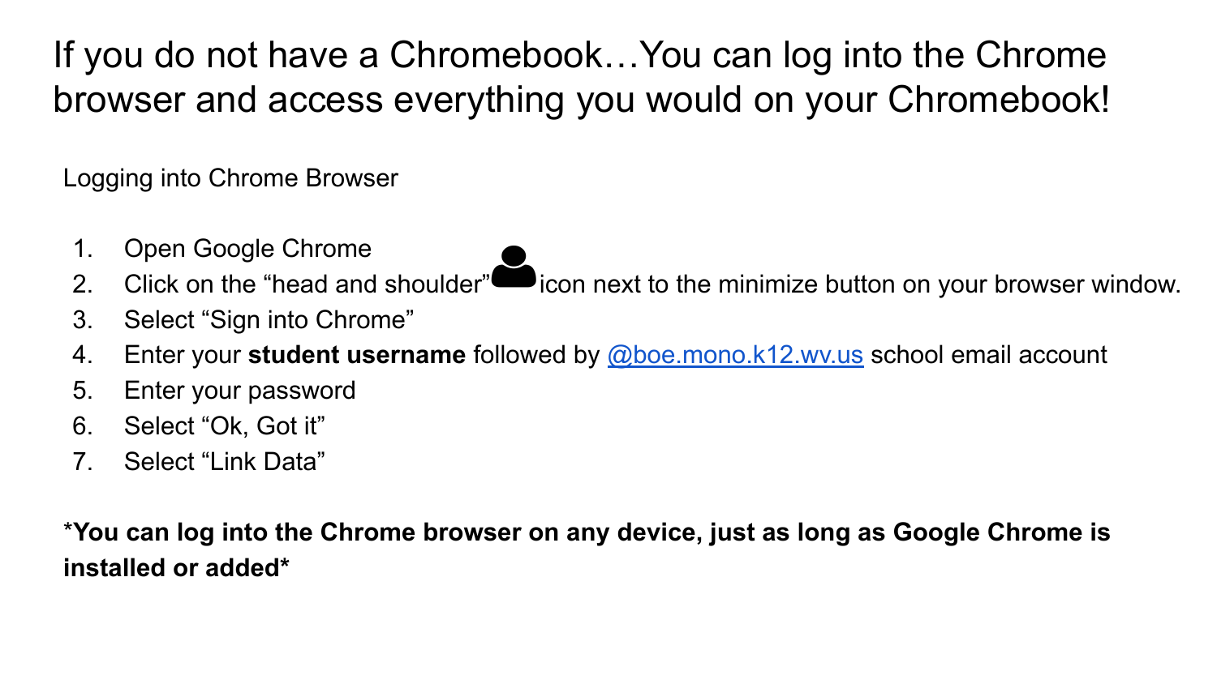# If you do not have a Chromebook…You can log into the Chrome browser and access everything you would on your Chromebook!

Logging into Chrome Browser

1. Open Google Chrome
2. Click on the “head and shoulder” icon next to the minimize button on your browser window.
3. Select “Sign into Chrome”
4. Enter your **student username** followed by @boe.mono.k12.wv.us school email account
5. Enter your password
6. Select “Ok, Got it”
7. Select “Link Data”

***You can log into the Chrome browser on any device, just as long as Google Chrome is installed or added***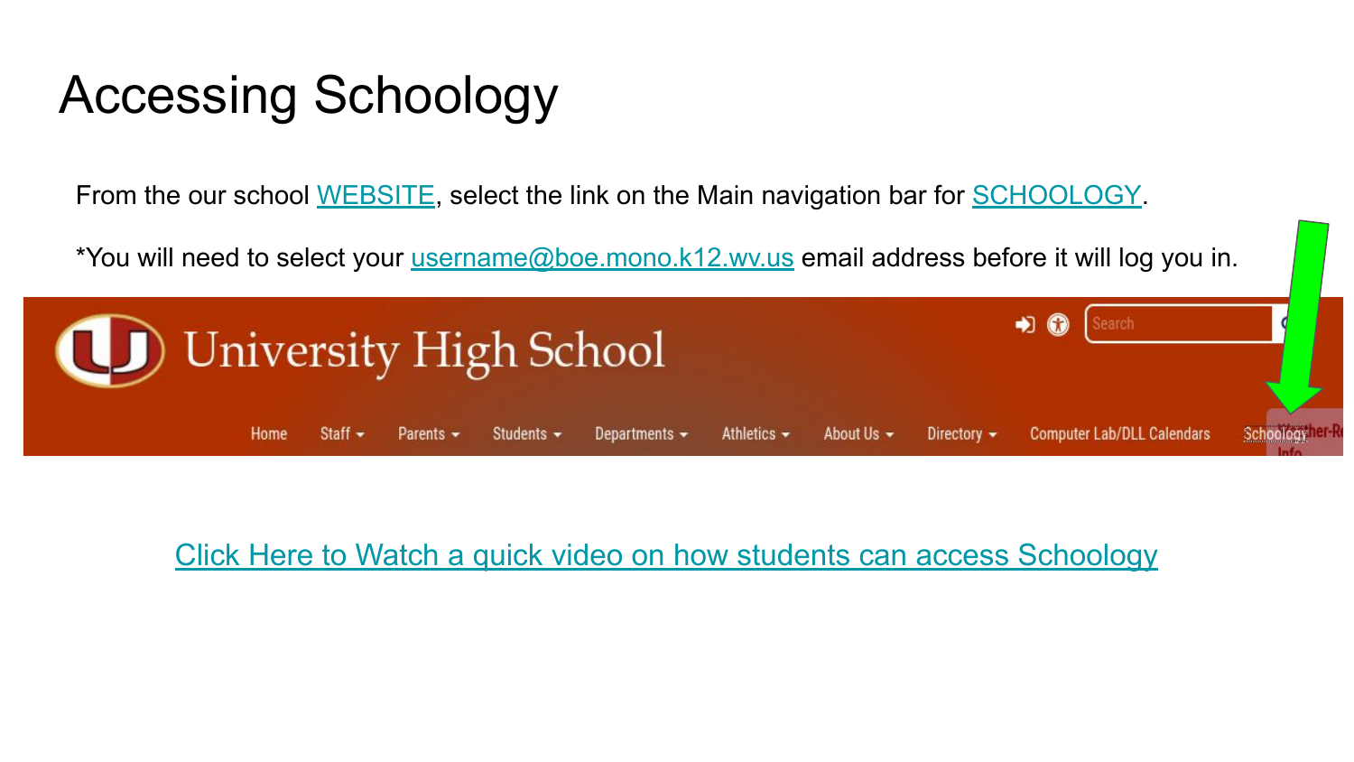# Accessing Schoology

From the our school WEBSITE, select the link on the Main navigation bar for SCHOOLOGY.

*You will need to select your username@boe.mono.k12.wv.us email address before it will log you in.

Click Here to Watch a quick video on how students can access Schoology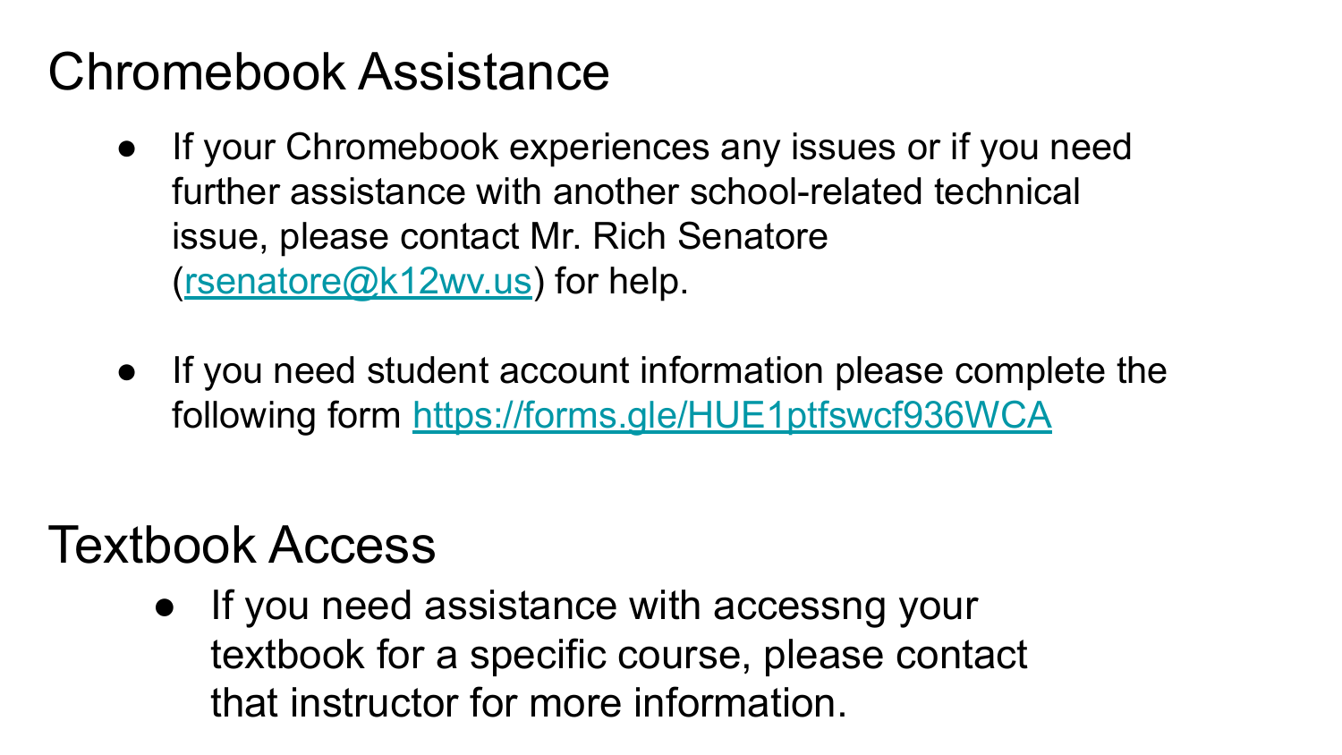## Chromebook Assistance

- If your Chromebook experiences any issues or if you need further assistance with another school-related technical issue, please contact Mr. Rich Senatore (rsenatore@k12wv.us) for help.

- If you need student account information please complete the following form https://forms.gle/HUE1ptfswcf936WCA

## Textbook Access

- If you need assistance with accessng your textbook for a specific course, please contact that instructor for more information.